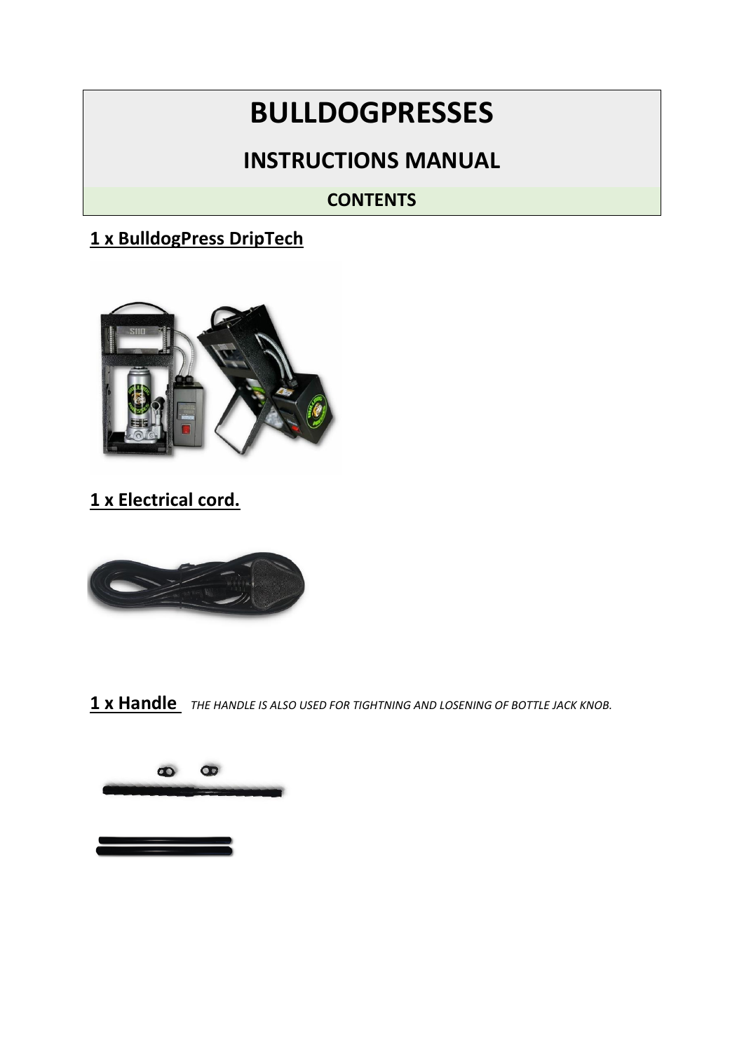# BULLDOGPRESSES

## INSTRUCTIONS MANUAL

### CONTENTS

**1 x BulldogPress DripTech**

**1 x Electrical cord.**

**1 x Handle** *THE HANDLE IS ALSO USED FOR TIGHTNING AND LOSENING OF BOTTLE JACK KNOB.*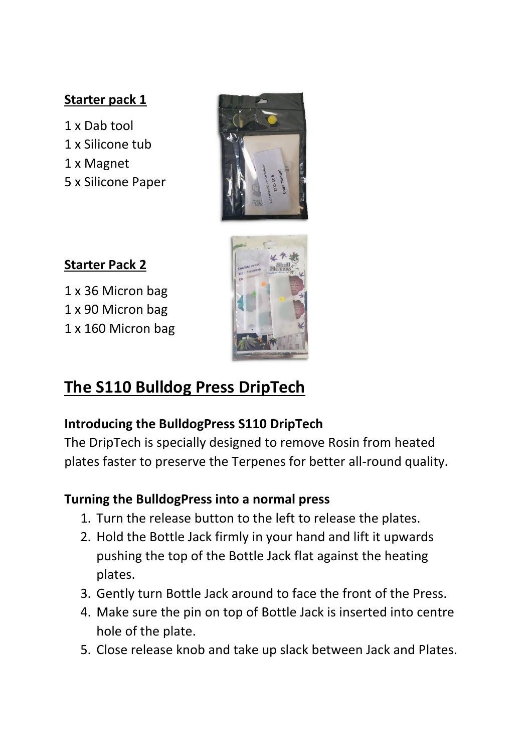**Starter pack 1**

1 x Dab tool
1 x Silicone tub
1 x Magnet
5 x Silicone Paper

**Starter Pack 2**

1 x 36 Micron bag
1 x 90 Micron bag
1 x 160 Micron bag

# The S110 Bulldog Press DripTech

**Introducing the BulldogPress S110 DripTech**

The DripTech is specially designed to remove Rosin from heated plates faster to preserve the Terpenes for better all-round quality.

**Turning the BulldogPress into a normal press**

1. Turn the release button to the left to release the plates.
2. Hold the Bottle Jack firmly in your hand and lift it upwards pushing the top of the Bottle Jack flat against the heating plates.
3. Gently turn Bottle Jack around to face the front of the Press.
4. Make sure the pin on top of Bottle Jack is inserted into centre hole of the plate.
5. Close release knob and take up slack between Jack and Plates.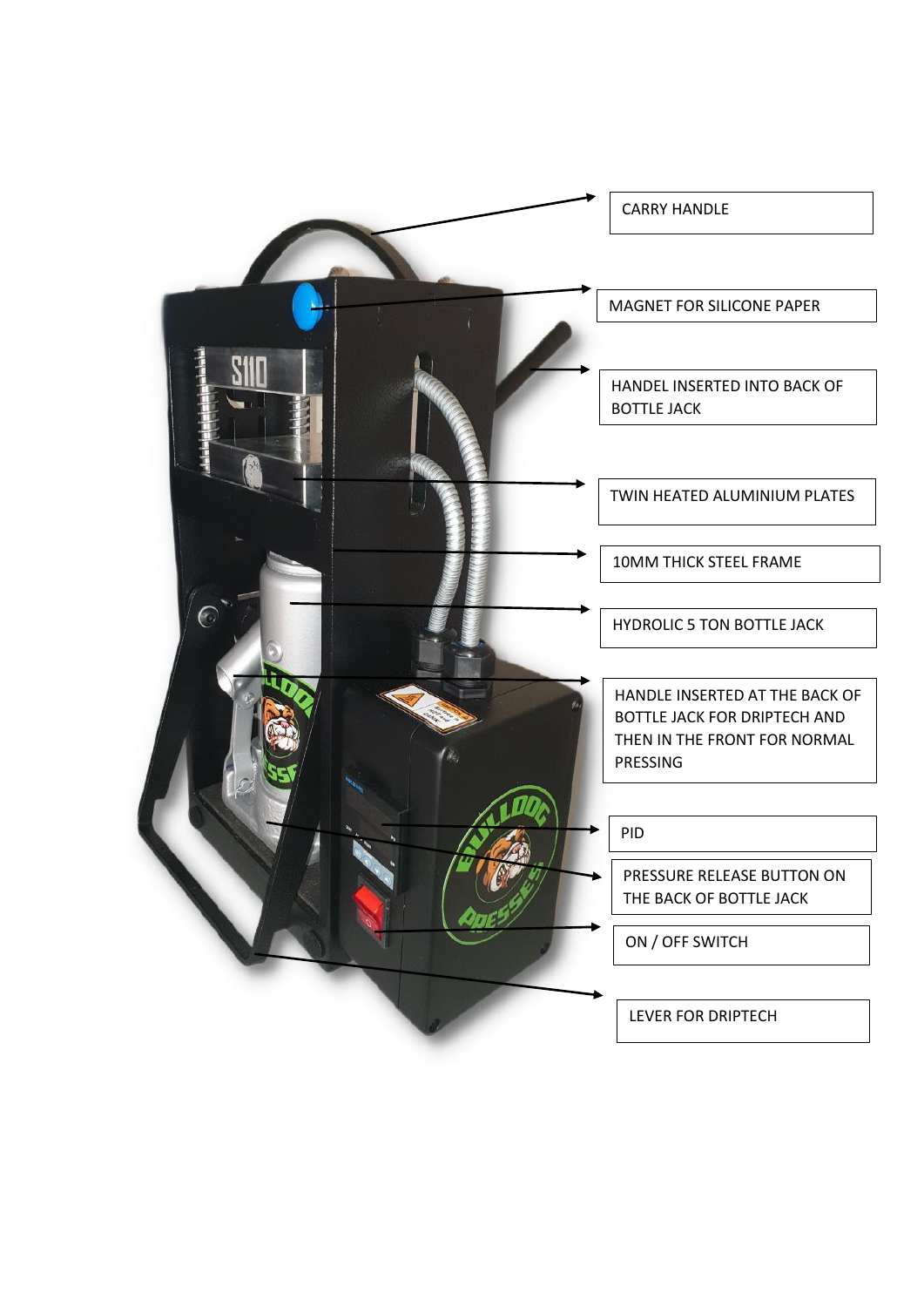CARRY HANDLE

MAGNET FOR SILICONE PAPER

HANDEL INSERTED INTO BACK OF BOTTLE JACK

TWIN HEATED ALUMINIUM PLATES

10MM THICK STEEL FRAME

HYDROLIC 5 TON BOTTLE JACK

HANDLE INSERTED AT THE BACK OF BOTTLE JACK FOR DRIPTECH AND THEN IN THE FRONT FOR NORMAL PRESSING

PID

PRESSURE RELEASE BUTTON ON THE BACK OF BOTTLE JACK

ON / OFF SWITCH

LEVER FOR DRIPTECH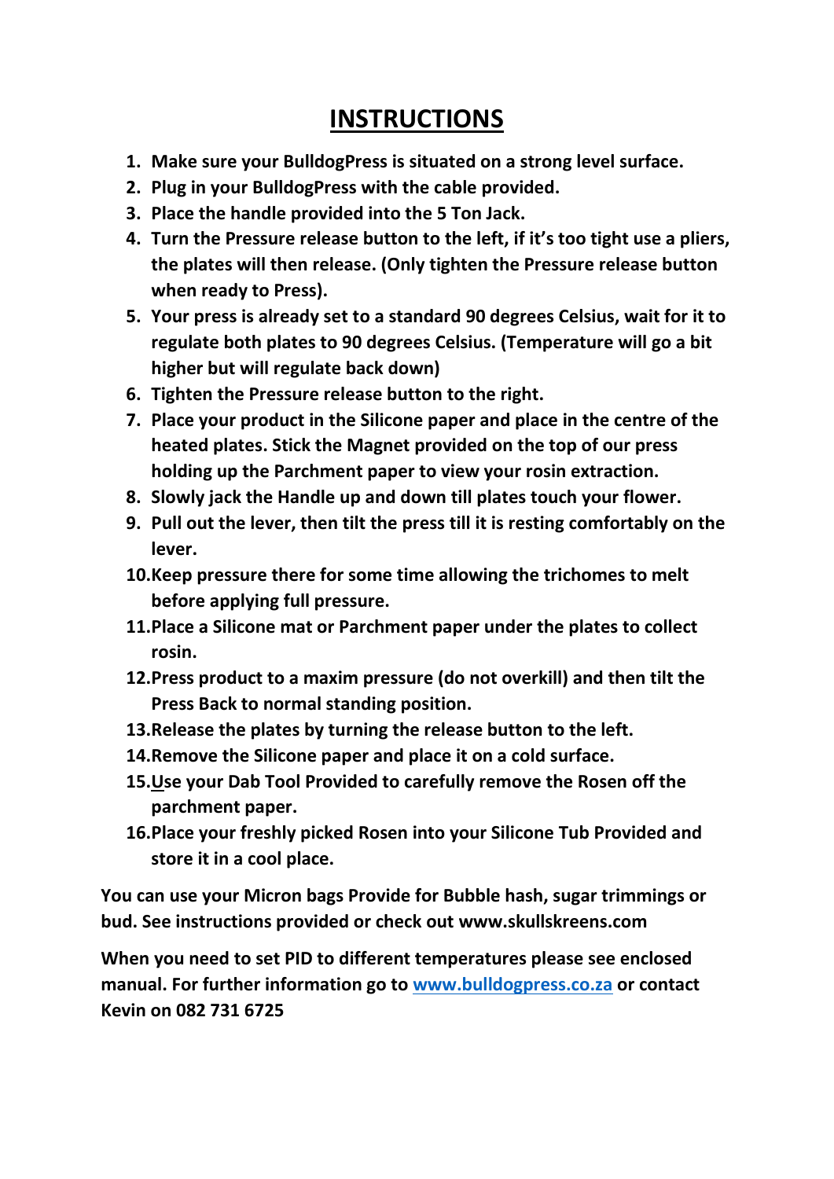# INSTRUCTIONS

1. **Make sure your BulldogPress is situated on a strong level surface.**
2. **Plug in your BulldogPress with the cable provided.**
3. **Place the handle provided into the 5 Ton Jack.**
4. **Turn the Pressure release button to the left, if it's too tight use a pliers, the plates will then release. (Only tighten the Pressure release button when ready to Press).**
5. **Your press is already set to a standard 90 degrees Celsius, wait for it to regulate both plates to 90 degrees Celsius. (Temperature will go a bit higher but will regulate back down)**
6. **Tighten the Pressure release button to the right.**
7. **Place your product in the Silicone paper and place in the centre of the heated plates. Stick the Magnet provided on the top of our press holding up the Parchment paper to view your rosin extraction.**
8. **Slowly jack the Handle up and down till plates touch your flower.**
9. **Pull out the lever, then tilt the press till it is resting comfortably on the lever.**
10. **Keep pressure there for some time allowing the trichomes to melt before applying full pressure.**
11. **Place a Silicone mat or Parchment paper under the plates to collect rosin.**
12. **Press product to a maxim pressure (do not overkill) and then tilt the Press Back to normal standing position.**
13. **Release the plates by turning the release button to the left.**
14. **Remove the Silicone paper and place it on a cold surface.**
15. **Use your Dab Tool Provided to carefully remove the Rosen off the parchment paper.**
16. **Place your freshly picked Rosen into your Silicone Tub Provided and store it in a cool place.**

**You can use your Micron bags Provide for Bubble hash, sugar trimmings or bud. See instructions provided or check out www.skullskreens.com**

**When you need to set PID to different temperatures please see enclosed manual. For further information go to [www.bulldogpress.co.za](http://www.bulldogpress.co.za) or contact Kevin on 082 731 6725**